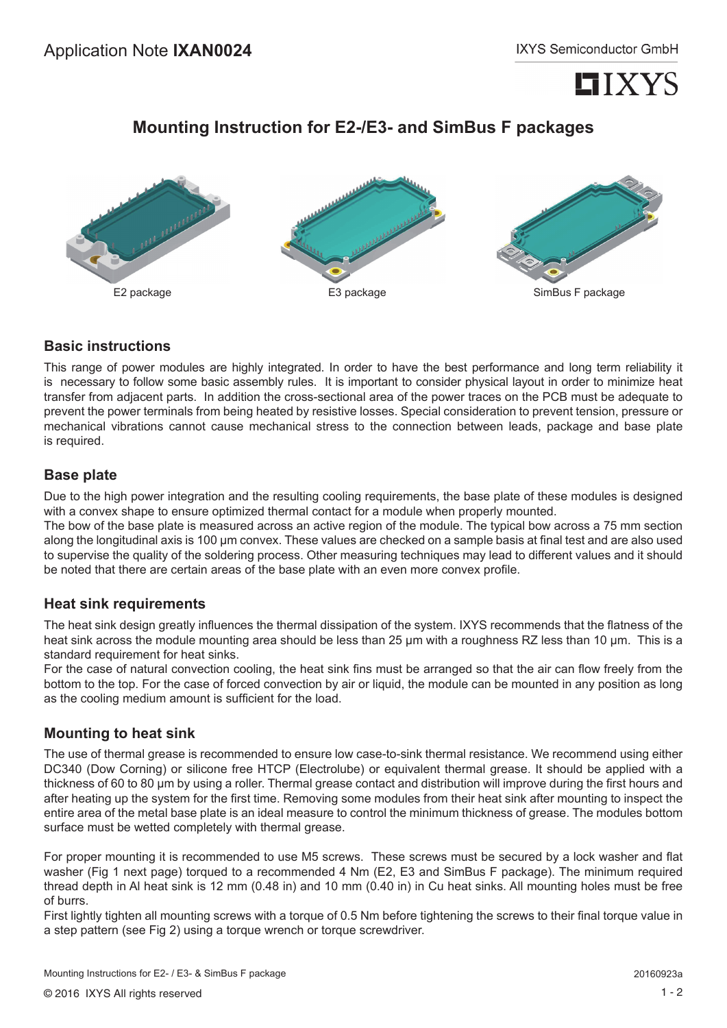Application Note **IXAN0024**

IXYS Semiconductor GmbH

# Mounting Instruction for E2-/E3- and SimBus F packages

E2 package

E3 package

SimBus F package

## Basic instructions

This range of power modules are highly integrated. In order to have the best performance and long term reliability it is necessary to follow some basic assembly rules. It is important to consider physical layout in order to minimize heat transfer from adjacent parts. In addition the cross-sectional area of the power traces on the PCB must be adequate to prevent the power terminals from being heated by resistive losses. Special consideration to prevent tension, pressure or mechanical vibrations cannot cause mechanical stress to the connection between leads, package and base plate is required.

## Base plate

Due to the high power integration and the resulting cooling requirements, the base plate of these modules is designed with a convex shape to ensure optimized thermal contact for a module when properly mounted.
The bow of the base plate is measured across an active region of the module. The typical bow across a 75 mm section along the longitudinal axis is 100 µm convex. These values are checked on a sample basis at final test and are also used to supervise the quality of the soldering process. Other measuring techniques may lead to different values and it should be noted that there are certain areas of the base plate with an even more convex profile.

## Heat sink requirements

The heat sink design greatly influences the thermal dissipation of the system. IXYS recommends that the flatness of the heat sink across the module mounting area should be less than 25 µm with a roughness RZ less than 10 µm. This is a standard requirement for heat sinks.
For the case of natural convection cooling, the heat sink fins must be arranged so that the air can flow freely from the bottom to the top. For the case of forced convection by air or liquid, the module can be mounted in any position as long as the cooling medium amount is sufficient for the load.

## Mounting to heat sink

The use of thermal grease is recommended to ensure low case-to-sink thermal resistance. We recommend using either DC340 (Dow Corning) or silicone free HTCP (Electrolube) or equivalent thermal grease. It should be applied with a thickness of 60 to 80 µm by using a roller. Thermal grease contact and distribution will improve during the first hours and after heating up the system for the first time. Removing some modules from their heat sink after mounting to inspect the entire area of the metal base plate is an ideal measure to control the minimum thickness of grease. The modules bottom surface must be wetted completely with thermal grease.

For proper mounting it is recommended to use M5 screws. These screws must be secured by a lock washer and flat washer (Fig 1 next page) torqued to a recommended 4 Nm (E2, E3 and SimBus F package). The minimum required thread depth in Al heat sink is 12 mm (0.48 in) and 10 mm (0.40 in) in Cu heat sinks. All mounting holes must be free of burrs.
First lightly tighten all mounting screws with a torque of 0.5 Nm before tightening the screws to their final torque value in a step pattern (see Fig 2) using a torque wrench or torque screwdriver.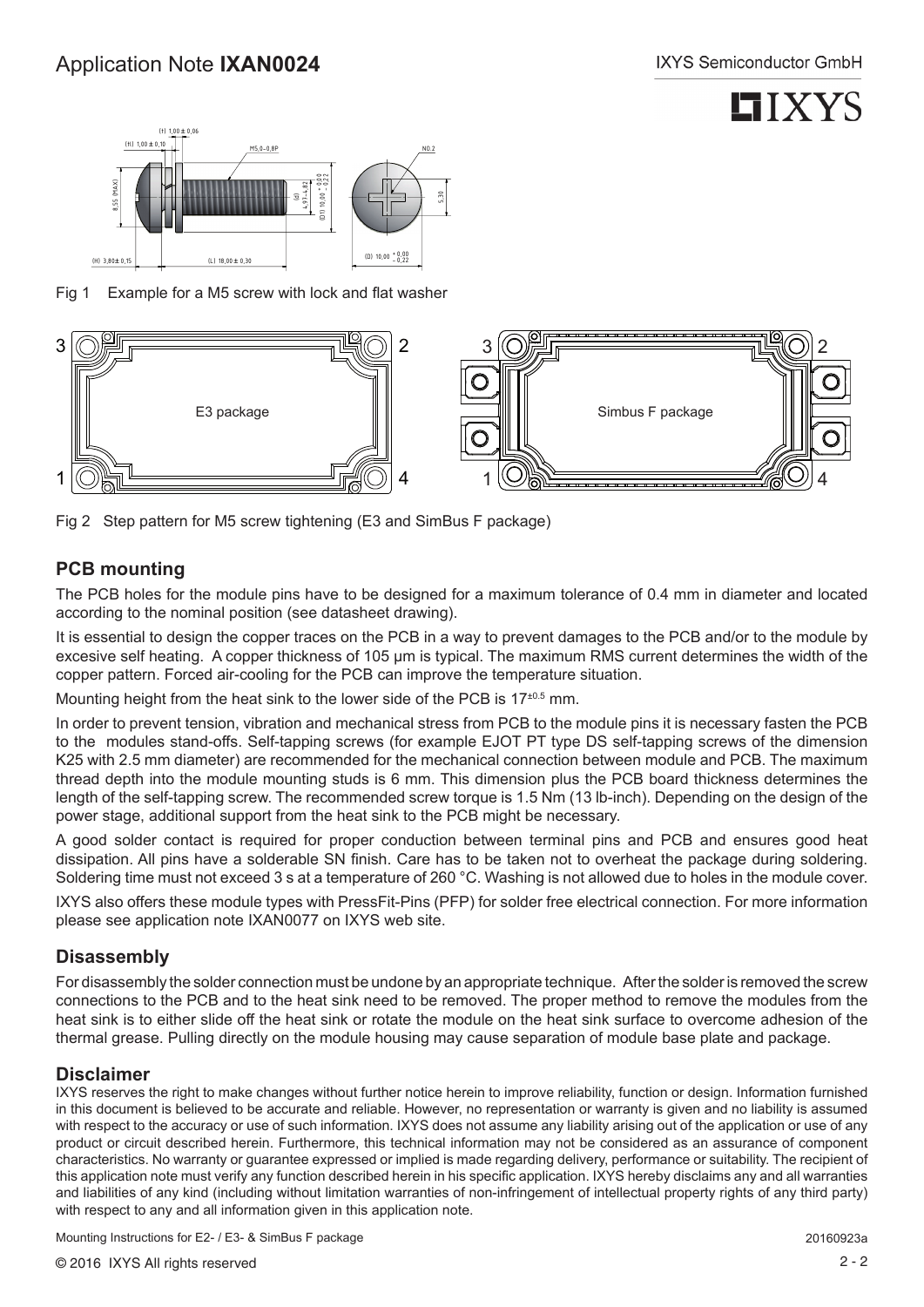Fig 1 Example for a M5 screw with lock and flat washer

Fig 2 Step pattern for M5 screw tightening (E3 and SimBus F package)

## PCB mounting

The PCB holes for the module pins have to be designed for a maximum tolerance of 0.4 mm in diameter and located according to the nominal position (see datasheet drawing).

It is essential to design the copper traces on the PCB in a way to prevent damages to the PCB and/or to the module by excesive self heating. A copper thickness of 105 µm is typical. The maximum RMS current determines the width of the copper pattern. Forced air-cooling for the PCB can improve the temperature situation.

Mounting height from the heat sink to the lower side of the PCB is $17^{\pm 0.5}$ mm.

In order to prevent tension, vibration and mechanical stress from PCB to the module pins it is necessary fasten the PCB to the modules stand-offs. Self-tapping screws (for example EJOT PT type DS self-tapping screws of the dimension K25 with 2.5 mm diameter) are recommended for the mechanical connection between module and PCB. The maximum thread depth into the module mounting studs is 6 mm. This dimension plus the PCB board thickness determines the length of the self-tapping screw. The recommended screw torque is 1.5 Nm (13 lb-inch). Depending on the design of the power stage, additional support from the heat sink to the PCB might be necessary.

A good solder contact is required for proper conduction between terminal pins and PCB and ensures good heat dissipation. All pins have a solderable SN finish. Care has to be taken not to overheat the package during soldering. Soldering time must not exceed 3 s at a temperature of 260 °C. Washing is not allowed due to holes in the module cover.

IXYS also offers these module types with PressFit-Pins (PFP) for solder free electrical connection. For more information please see application note IXAN0077 on IXYS web site.

## Disassembly

For disassembly the solder connection must be undone by an appropriate technique. After the solder is removed the screw connections to the PCB and to the heat sink need to be removed. The proper method to remove the modules from the heat sink is to either slide off the heat sink or rotate the module on the heat sink surface to overcome adhesion of the thermal grease. Pulling directly on the module housing may cause separation of module base plate and package.

## Disclaimer

IXYS reserves the right to make changes without further notice herein to improve reliability, function or design. Information furnished in this document is believed to be accurate and reliable. However, no representation or warranty is given and no liability is assumed with respect to the accuracy or use of such information. IXYS does not assume any liability arising out of the application or use of any product or circuit described herein. Furthermore, this technical information may not be considered as an assurance of component characteristics. No warranty or guarantee expressed or implied is made regarding delivery, performance or suitability. The recipient of this application note must verify any function described herein in his specific application. IXYS hereby disclaims any and all warranties and liabilities of any kind (including without limitation warranties of non-infringement of intellectual property rights of any third party) with respect to any and all information given in this application note.